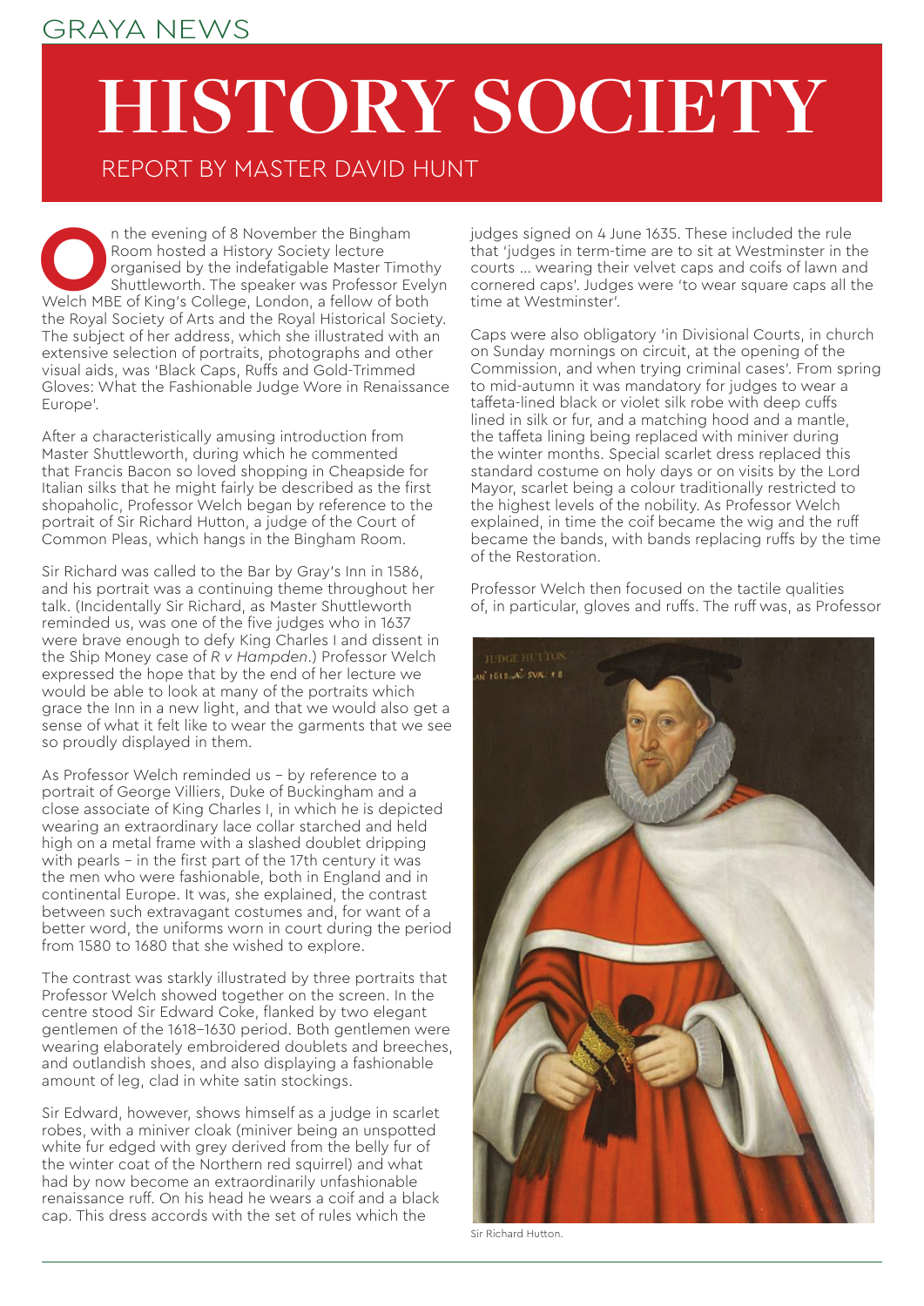GRAYA NEWS

# HISTORY SOCIETY

REPORT BY MASTER DAVID HUNT

On the evening of 8 November the Bingham Room hosted a History Society lecture organised by the indefatigable Master Timothy Shuttleworth. The speaker was Professor Evelyn Welch MBE of King's College, London, a fellow of both the Royal Society of Arts and the Royal Historical Society. The subject of her address, which she illustrated with an extensive selection of portraits, photographs and other visual aids, was 'Black Caps, Ruffs and Gold-Trimmed Gloves: What the Fashionable Judge Wore in Renaissance Europe'.

After a characteristically amusing introduction from Master Shuttleworth, during which he commented that Francis Bacon so loved shopping in Cheapside for Italian silks that he might fairly be described as the first shopaholic, Professor Welch began by reference to the portrait of Sir Richard Hutton, a judge of the Court of Common Pleas, which hangs in the Bingham Room.

Sir Richard was called to the Bar by Gray's Inn in 1586, and his portrait was a continuing theme throughout her talk. (Incidentally Sir Richard, as Master Shuttleworth reminded us, was one of the five judges who in 1637 were brave enough to defy King Charles I and dissent in the Ship Money case of *R v Hampden*.) Professor Welch expressed the hope that by the end of her lecture we would be able to look at many of the portraits which grace the Inn in a new light, and that we would also get a sense of what it felt like to wear the garments that we see so proudly displayed in them.

As Professor Welch reminded us – by reference to a portrait of George Villiers, Duke of Buckingham and a close associate of King Charles I, in which he is depicted wearing an extraordinary lace collar starched and held high on a metal frame with a slashed doublet dripping with pearls – in the first part of the 17th century it was the men who were fashionable, both in England and in continental Europe. It was, she explained, the contrast between such extravagant costumes and, for want of a better word, the uniforms worn in court during the period from 1580 to 1680 that she wished to explore.

The contrast was starkly illustrated by three portraits that Professor Welch showed together on the screen. In the centre stood Sir Edward Coke, flanked by two elegant gentlemen of the 1618–1630 period. Both gentlemen were wearing elaborately embroidered doublets and breeches, and outlandish shoes, and also displaying a fashionable amount of leg, clad in white satin stockings.

Sir Edward, however, shows himself as a judge in scarlet robes, with a miniver cloak (miniver being an unspotted white fur edged with grey derived from the belly fur of the winter coat of the Northern red squirrel) and what had by now become an extraordinarily unfashionable renaissance ruff. On his head he wears a coif and a black cap. This dress accords with the set of rules which the judges signed on 4 June 1635. These included the rule that 'judges in term-time are to sit at Westminster in the courts … wearing their velvet caps and coifs of lawn and cornered caps'. Judges were 'to wear square caps all the time at Westminster'.

Caps were also obligatory 'in Divisional Courts, in church on Sunday mornings on circuit, at the opening of the Commission, and when trying criminal cases'. From spring to mid-autumn it was mandatory for judges to wear a taffeta-lined black or violet silk robe with deep cuffs lined in silk or fur, and a matching hood and a mantle, the taffeta lining being replaced with miniver during the winter months. Special scarlet dress replaced this standard costume on holy days or on visits by the Lord Mayor, scarlet being a colour traditionally restricted to the highest levels of the nobility. As Professor Welch explained, in time the coif became the wig and the ruff became the bands, with bands replacing ruffs by the time of the Restoration.

Professor Welch then focused on the tactile qualities of, in particular, gloves and ruffs. The ruff was, as Professor

Sir Richard Hutton.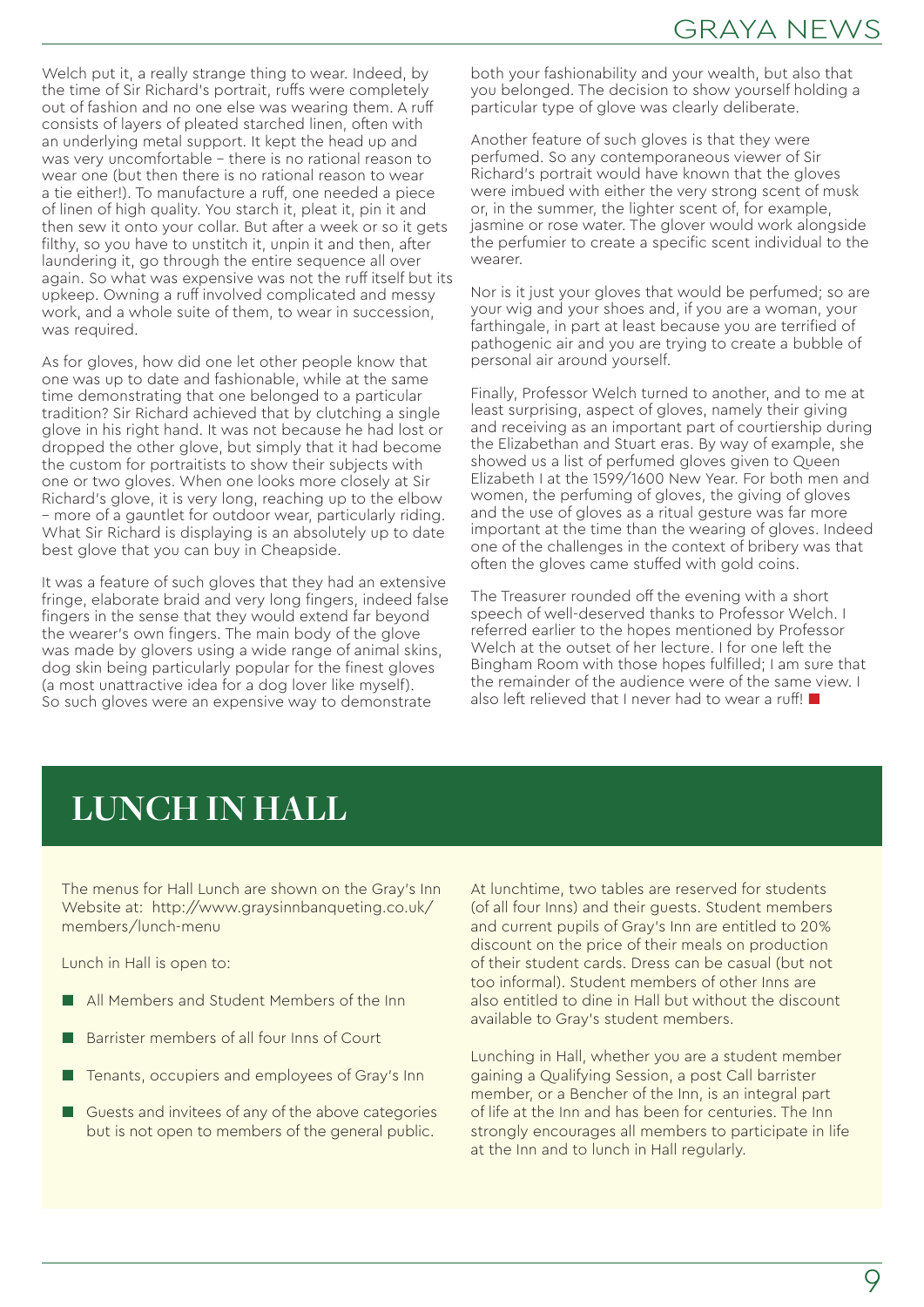Welch put it, a really strange thing to wear. Indeed, by the time of Sir Richard's portrait, ruffs were completely out of fashion and no one else was wearing them. A ruff consists of layers of pleated starched linen, often with an underlying metal support. It kept the head up and was very uncomfortable – there is no rational reason to wear one (but then there is no rational reason to wear a tie either!). To manufacture a ruff, one needed a piece of linen of high quality. You starch it, pleat it, pin it and then sew it onto your collar. But after a week or so it gets filthy, so you have to unstitch it, unpin it and then, after laundering it, go through the entire sequence all over again. So what was expensive was not the ruff itself but its upkeep. Owning a ruff involved complicated and messy work, and a whole suite of them, to wear in succession, was required.

As for gloves, how did one let other people know that one was up to date and fashionable, while at the same time demonstrating that one belonged to a particular tradition? Sir Richard achieved that by clutching a single glove in his right hand. It was not because he had lost or dropped the other glove, but simply that it had become the custom for portraitists to show their subjects with one or two gloves. When one looks more closely at Sir Richard's glove, it is very long, reaching up to the elbow – more of a gauntlet for outdoor wear, particularly riding. What Sir Richard is displaying is an absolutely up to date best glove that you can buy in Cheapside.

It was a feature of such gloves that they had an extensive fringe, elaborate braid and very long fingers, indeed false fingers in the sense that they would extend far beyond the wearer's own fingers. The main body of the glove was made by glovers using a wide range of animal skins, dog skin being particularly popular for the finest gloves (a most unattractive idea for a dog lover like myself). So such gloves were an expensive way to demonstrate both your fashionability and your wealth, but also that you belonged. The decision to show yourself holding a particular type of glove was clearly deliberate.

Another feature of such gloves is that they were perfumed. So any contemporaneous viewer of Sir Richard's portrait would have known that the gloves were imbued with either the very strong scent of musk or, in the summer, the lighter scent of, for example, jasmine or rose water. The glover would work alongside the perfumier to create a specific scent individual to the wearer.

Nor is it just your gloves that would be perfumed; so are your wig and your shoes and, if you are a woman, your farthingale, in part at least because you are terrified of pathogenic air and you are trying to create a bubble of personal air around yourself.

Finally, Professor Welch turned to another, and to me at least surprising, aspect of gloves, namely their giving and receiving as an important part of courtiership during the Elizabethan and Stuart eras. By way of example, she showed us a list of perfumed gloves given to Queen Elizabeth I at the 1599/1600 New Year. For both men and women, the perfuming of gloves, the giving of gloves and the use of gloves as a ritual gesture was far more important at the time than the wearing of gloves. Indeed one of the challenges in the context of bribery was that often the gloves came stuffed with gold coins.

The Treasurer rounded off the evening with a short speech of well-deserved thanks to Professor Welch. I referred earlier to the hopes mentioned by Professor Welch at the outset of her lecture. I for one left the Bingham Room with those hopes fulfilled; I am sure that the remainder of the audience were of the same view. I also left relieved that I never had to wear a ruff! ■

# LUNCH IN HALL

The menus for Hall Lunch are shown on the Gray's Inn Website at: http://www.graysinnbanqueting.co.uk/members/lunch-menu

Lunch in Hall is open to:

- All Members and Student Members of the Inn
- Barrister members of all four Inns of Court
- Tenants, occupiers and employees of Gray's Inn
- Guests and invitees of any of the above categories but is not open to members of the general public.

At lunchtime, two tables are reserved for students (of all four Inns) and their guests. Student members and current pupils of Gray's Inn are entitled to 20% discount on the price of their meals on production of their student cards. Dress can be casual (but not too informal). Student members of other Inns are also entitled to dine in Hall but without the discount available to Gray's student members.

Lunching in Hall, whether you are a student member gaining a Qualifying Session, a post Call barrister member, or a Bencher of the Inn, is an integral part of life at the Inn and has been for centuries. The Inn strongly encourages all members to participate in life at the Inn and to lunch in Hall regularly.